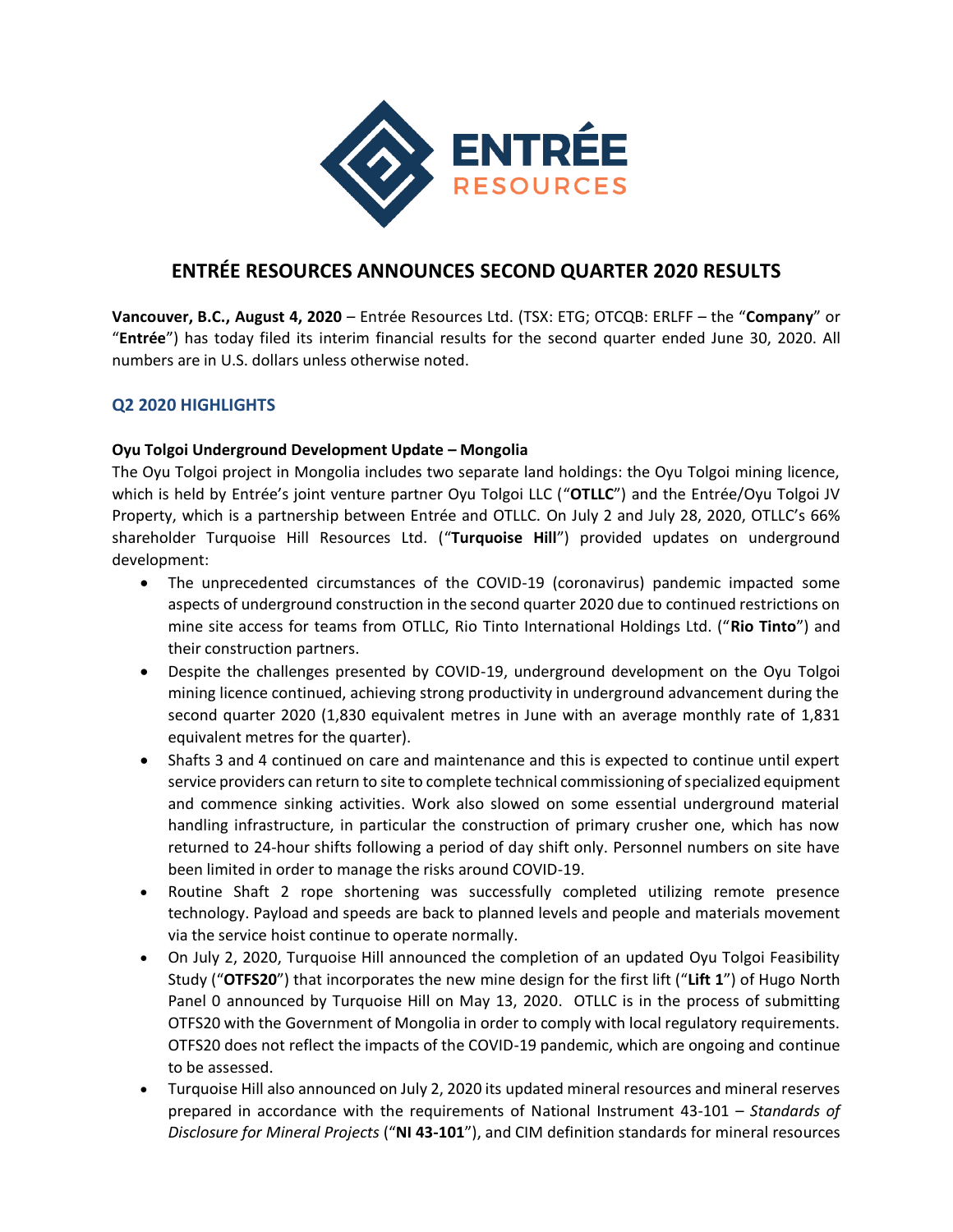# ENTRÉE RESOURCES ANNOUNCES SECOND QUARTER 2020 RESULTS

**Vancouver, B.C., August 4, 2020** – Entrée Resources Ltd. (TSX: ETG; OTCQB: ERLFF – the "**Company**" or "**Entrée**") has today filed its interim financial results for the second quarter ended June 30, 2020. All numbers are in U.S. dollars unless otherwise noted.

## Q2 2020 HIGHLIGHTS

**Oyu Tolgoi Underground Development Update – Mongolia**

The Oyu Tolgoi project in Mongolia includes two separate land holdings: the Oyu Tolgoi mining licence, which is held by Entrée's joint venture partner Oyu Tolgoi LLC ("**OTLLC**") and the Entrée/Oyu Tolgoi JV Property, which is a partnership between Entrée and OTLLC. On July 2 and July 28, 2020, OTLLC's 66% shareholder Turquoise Hill Resources Ltd. ("**Turquoise Hill**") provided updates on underground development:

- The unprecedented circumstances of the COVID-19 (coronavirus) pandemic impacted some aspects of underground construction in the second quarter 2020 due to continued restrictions on mine site access for teams from OTLLC, Rio Tinto International Holdings Ltd. ("**Rio Tinto**") and their construction partners.
- Despite the challenges presented by COVID-19, underground development on the Oyu Tolgoi mining licence continued, achieving strong productivity in underground advancement during the second quarter 2020 (1,830 equivalent metres in June with an average monthly rate of 1,831 equivalent metres for the quarter).
- Shafts 3 and 4 continued on care and maintenance and this is expected to continue until expert service providers can return to site to complete technical commissioning of specialized equipment and commence sinking activities. Work also slowed on some essential underground material handling infrastructure, in particular the construction of primary crusher one, which has now returned to 24-hour shifts following a period of day shift only. Personnel numbers on site have been limited in order to manage the risks around COVID-19.
- Routine Shaft 2 rope shortening was successfully completed utilizing remote presence technology. Payload and speeds are back to planned levels and people and materials movement via the service hoist continue to operate normally.
- On July 2, 2020, Turquoise Hill announced the completion of an updated Oyu Tolgoi Feasibility Study ("**OTFS20**") that incorporates the new mine design for the first lift ("**Lift 1**") of Hugo North Panel 0 announced by Turquoise Hill on May 13, 2020. OTLLC is in the process of submitting OTFS20 with the Government of Mongolia in order to comply with local regulatory requirements. OTFS20 does not reflect the impacts of the COVID-19 pandemic, which are ongoing and continue to be assessed.
- Turquoise Hill also announced on July 2, 2020 its updated mineral resources and mineral reserves prepared in accordance with the requirements of National Instrument 43-101 – *Standards of Disclosure for Mineral Projects* ("**NI 43-101**"), and CIM definition standards for mineral resources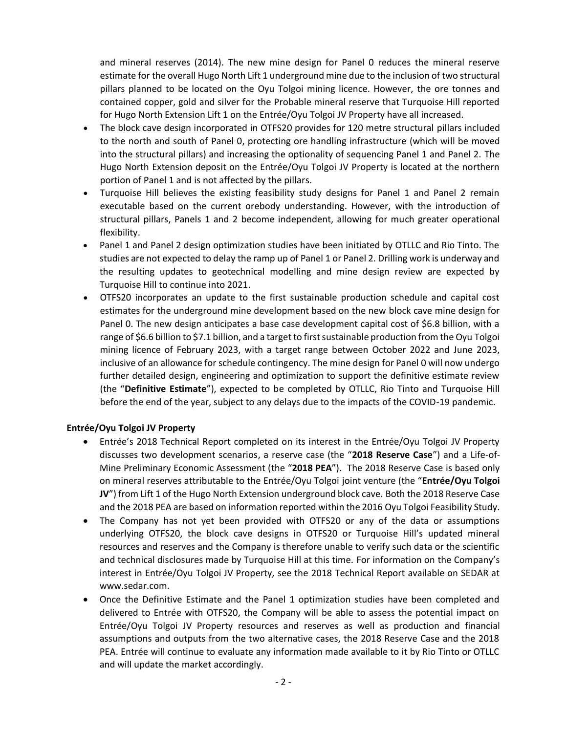and mineral reserves (2014). The new mine design for Panel 0 reduces the mineral reserve estimate for the overall Hugo North Lift 1 underground mine due to the inclusion of two structural pillars planned to be located on the Oyu Tolgoi mining licence. However, the ore tonnes and contained copper, gold and silver for the Probable mineral reserve that Turquoise Hill reported for Hugo North Extension Lift 1 on the Entrée/Oyu Tolgoi JV Property have all increased.

- The block cave design incorporated in OTFS20 provides for 120 metre structural pillars included to the north and south of Panel 0, protecting ore handling infrastructure (which will be moved into the structural pillars) and increasing the optionality of sequencing Panel 1 and Panel 2. The Hugo North Extension deposit on the Entrée/Oyu Tolgoi JV Property is located at the northern portion of Panel 1 and is not affected by the pillars.
- Turquoise Hill believes the existing feasibility study designs for Panel 1 and Panel 2 remain executable based on the current orebody understanding. However, with the introduction of structural pillars, Panels 1 and 2 become independent, allowing for much greater operational flexibility.
- Panel 1 and Panel 2 design optimization studies have been initiated by OTLLC and Rio Tinto. The studies are not expected to delay the ramp up of Panel 1 or Panel 2. Drilling work is underway and the resulting updates to geotechnical modelling and mine design review are expected by Turquoise Hill to continue into 2021.
- OTFS20 incorporates an update to the first sustainable production schedule and capital cost estimates for the underground mine development based on the new block cave mine design for Panel 0. The new design anticipates a base case development capital cost of $6.8 billion, with a range of $6.6 billion to $7.1 billion, and a target to first sustainable production from the Oyu Tolgoi mining licence of February 2023, with a target range between October 2022 and June 2023, inclusive of an allowance for schedule contingency. The mine design for Panel 0 will now undergo further detailed design, engineering and optimization to support the definitive estimate review (the "**Definitive Estimate**"), expected to be completed by OTLLC, Rio Tinto and Turquoise Hill before the end of the year, subject to any delays due to the impacts of the COVID-19 pandemic.

**Entrée/Oyu Tolgoi JV Property**

- Entrée's 2018 Technical Report completed on its interest in the Entrée/Oyu Tolgoi JV Property discusses two development scenarios, a reserve case (the "**2018 Reserve Case**") and a Life-of-Mine Preliminary Economic Assessment (the "**2018 PEA**"). The 2018 Reserve Case is based only on mineral reserves attributable to the Entrée/Oyu Tolgoi joint venture (the "**Entrée/Oyu Tolgoi JV**") from Lift 1 of the Hugo North Extension underground block cave. Both the 2018 Reserve Case and the 2018 PEA are based on information reported within the 2016 Oyu Tolgoi Feasibility Study.
- The Company has not yet been provided with OTFS20 or any of the data or assumptions underlying OTFS20, the block cave designs in OTFS20 or Turquoise Hill's updated mineral resources and reserves and the Company is therefore unable to verify such data or the scientific and technical disclosures made by Turquoise Hill at this time. For information on the Company's interest in Entrée/Oyu Tolgoi JV Property, see the 2018 Technical Report available on SEDAR at www.sedar.com.
- Once the Definitive Estimate and the Panel 1 optimization studies have been completed and delivered to Entrée with OTFS20, the Company will be able to assess the potential impact on Entrée/Oyu Tolgoi JV Property resources and reserves as well as production and financial assumptions and outputs from the two alternative cases, the 2018 Reserve Case and the 2018 PEA. Entrée will continue to evaluate any information made available to it by Rio Tinto or OTLLC and will update the market accordingly.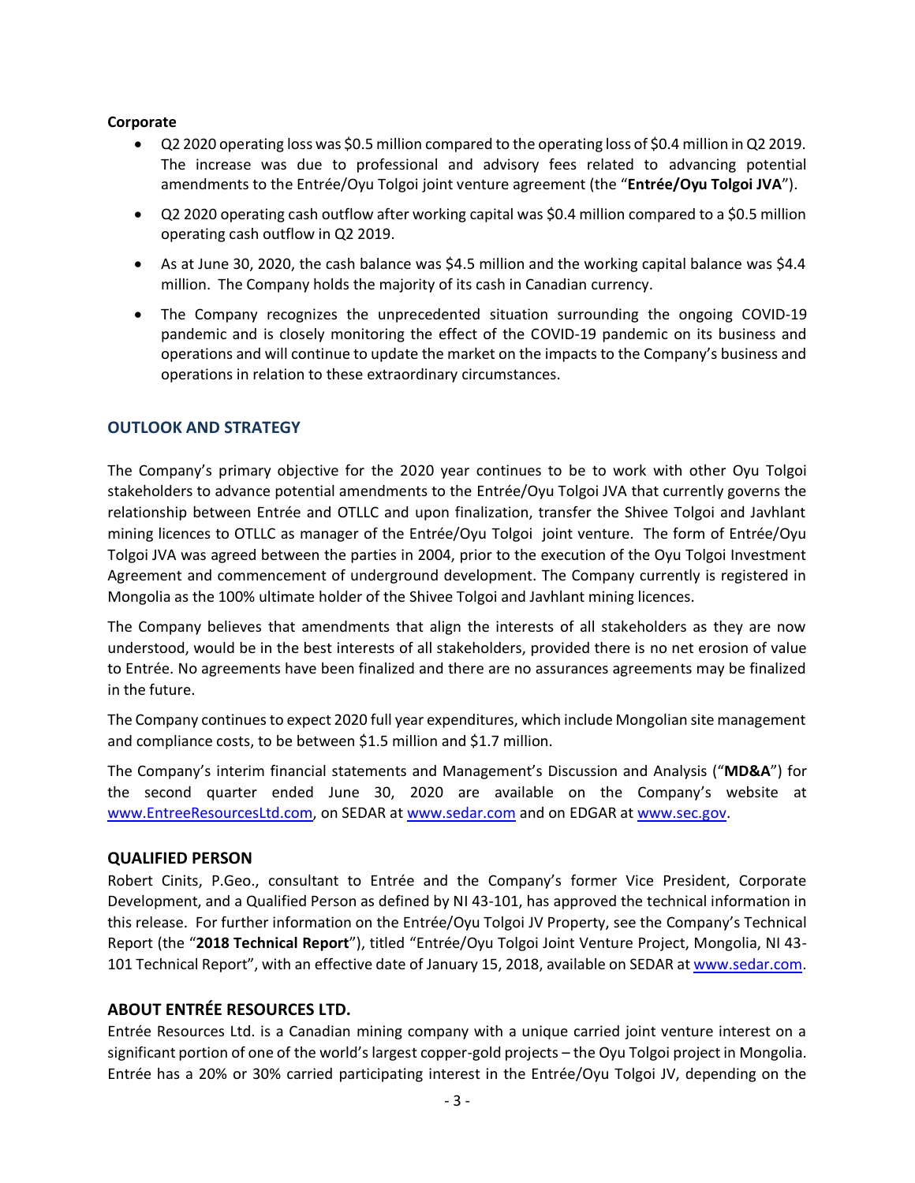**Corporate**

- Q2 2020 operating loss was $0.5 million compared to the operating loss of $0.4 million in Q2 2019. The increase was due to professional and advisory fees related to advancing potential amendments to the Entrée/Oyu Tolgoi joint venture agreement (the "**Entrée/Oyu Tolgoi JVA**").
- Q2 2020 operating cash outflow after working capital was $0.4 million compared to a $0.5 million operating cash outflow in Q2 2019.
- As at June 30, 2020, the cash balance was $4.5 million and the working capital balance was $4.4 million. The Company holds the majority of its cash in Canadian currency.
- The Company recognizes the unprecedented situation surrounding the ongoing COVID-19 pandemic and is closely monitoring the effect of the COVID-19 pandemic on its business and operations and will continue to update the market on the impacts to the Company's business and operations in relation to these extraordinary circumstances.

## OUTLOOK AND STRATEGY

The Company's primary objective for the 2020 year continues to be to work with other Oyu Tolgoi stakeholders to advance potential amendments to the Entrée/Oyu Tolgoi JVA that currently governs the relationship between Entrée and OTLLC and upon finalization, transfer the Shivee Tolgoi and Javhlant mining licences to OTLLC as manager of the Entrée/Oyu Tolgoi joint venture. The form of Entrée/Oyu Tolgoi JVA was agreed between the parties in 2004, prior to the execution of the Oyu Tolgoi Investment Agreement and commencement of underground development. The Company currently is registered in Mongolia as the 100% ultimate holder of the Shivee Tolgoi and Javhlant mining licences.

The Company believes that amendments that align the interests of all stakeholders as they are now understood, would be in the best interests of all stakeholders, provided there is no net erosion of value to Entrée. No agreements have been finalized and there are no assurances agreements may be finalized in the future.

The Company continues to expect 2020 full year expenditures, which include Mongolian site management and compliance costs, to be between $1.5 million and $1.7 million.

The Company's interim financial statements and Management's Discussion and Analysis ("**MD&A**") for the second quarter ended June 30, 2020 are available on the Company's website at www.EntreeResourcesLtd.com, on SEDAR at www.sedar.com and on EDGAR at www.sec.gov.

## QUALIFIED PERSON

Robert Cinits, P.Geo., consultant to Entrée and the Company's former Vice President, Corporate Development, and a Qualified Person as defined by NI 43-101, has approved the technical information in this release. For further information on the Entrée/Oyu Tolgoi JV Property, see the Company's Technical Report (the "**2018 Technical Report**"), titled "Entrée/Oyu Tolgoi Joint Venture Project, Mongolia, NI 43-101 Technical Report", with an effective date of January 15, 2018, available on SEDAR at www.sedar.com.

## ABOUT ENTRÉE RESOURCES LTD.

Entrée Resources Ltd. is a Canadian mining company with a unique carried joint venture interest on a significant portion of one of the world's largest copper-gold projects – the Oyu Tolgoi project in Mongolia. Entrée has a 20% or 30% carried participating interest in the Entrée/Oyu Tolgoi JV, depending on the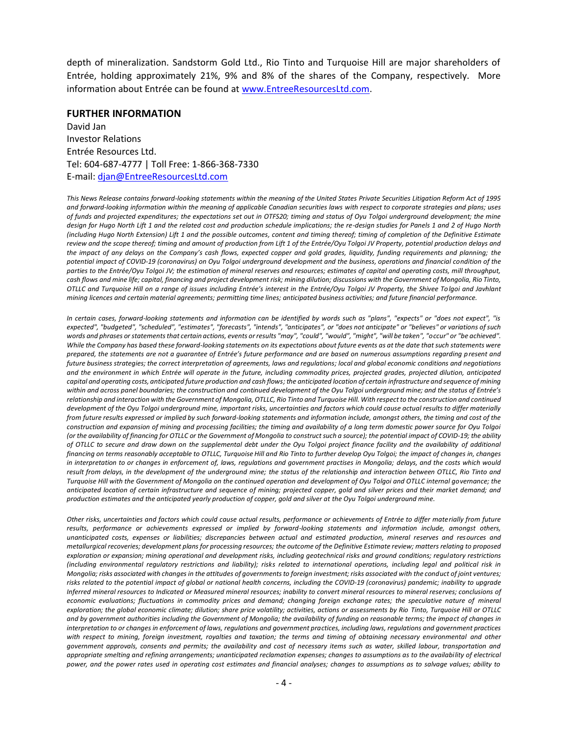depth of mineralization. Sandstorm Gold Ltd., Rio Tinto and Turquoise Hill are major shareholders of Entrée, holding approximately 21%, 9% and 8% of the shares of the Company, respectively. More information about Entrée can be found at www.EntreeResourcesLtd.com.

## FURTHER INFORMATION

David Jan
Investor Relations
Entrée Resources Ltd.
Tel: 604-687-4777 | Toll Free: 1-866-368-7330
E-mail: djan@EntreeResourcesLtd.com

*This News Release contains forward-looking statements within the meaning of the United States Private Securities Litigation Reform Act of 1995 and forward-looking information within the meaning of applicable Canadian securities laws with respect to corporate strategies and plans; uses of funds and projected expenditures; the expectations set out in OTFS20; timing and status of Oyu Tolgoi underground development; the mine design for Hugo North Lift 1 and the related cost and production schedule implications; the re-design studies for Panels 1 and 2 of Hugo North (including Hugo North Extension) Lift 1 and the possible outcomes, content and timing thereof; timing of completion of the Definitive Estimate review and the scope thereof; timing and amount of production from Lift 1 of the Entrée/Oyu Tolgoi JV Property, potential production delays and the impact of any delays on the Company's cash flows, expected copper and gold grades, liquidity, funding requirements and planning; the potential impact of COVID-19 (coronavirus) on Oyu Tolgoi underground development and the business, operations and financial condition of the parties to the Entrée/Oyu Tolgoi JV; the estimation of mineral reserves and resources; estimates of capital and operating costs, mill throughput, cash flows and mine life; capital, financing and project development risk; mining dilution; discussions with the Government of Mongolia, Rio Tinto, OTLLC and Turquoise Hill on a range of issues including Entrée's interest in the Entrée/Oyu Tolgoi JV Property, the Shivee Tolgoi and Javhlant mining licences and certain material agreements; permitting time lines; anticipated business activities; and future financial performance.*

*In certain cases, forward-looking statements and information can be identified by words such as "plans", "expects" or "does not expect", "is expected", "budgeted", "scheduled", "estimates", "forecasts", "intends", "anticipates", or "does not anticipate" or "believes" or variations of such words and phrases or statements that certain actions, events or results "may", "could", "would", "might", "will be taken", "occur" or "be achieved". While the Company has based these forward-looking statements on its expectations about future events as at the date that such statements were prepared, the statements are not a guarantee of Entrée's future performance and are based on numerous assumptions regarding present and future business strategies; the correct interpretation of agreements, laws and regulations; local and global economic conditions and negotiations and the environment in which Entrée will operate in the future, including commodity prices, projected grades, projected dilution, anticipated capital and operating costs, anticipated future production and cash flows; the anticipated location of certain infrastructure and sequence of mining within and across panel boundaries; the construction and continued development of the Oyu Tolgoi underground mine; and the status of Entrée's relationship and interaction with the Government of Mongolia, OTLLC, Rio Tinto and Turquoise Hill. With respect to the construction and continued development of the Oyu Tolgoi underground mine, important risks, uncertainties and factors which could cause actual results to differ materially from future results expressed or implied by such forward-looking statements and information include, amongst others, the timing and cost of the construction and expansion of mining and processing facilities; the timing and availability of a long term domestic power source for Oyu Tolgoi (or the availability of financing for OTLLC or the Government of Mongolia to construct such a source); the potential impact of COVID-19; the ability of OTLLC to secure and draw down on the supplemental debt under the Oyu Tolgoi project finance facility and the availability of additional financing on terms reasonably acceptable to OTLLC, Turquoise Hill and Rio Tinto to further develop Oyu Tolgoi; the impact of changes in, changes in interpretation to or changes in enforcement of, laws, regulations and government practises in Mongolia; delays, and the costs which would result from delays, in the development of the underground mine; the status of the relationship and interaction between OTLLC, Rio Tinto and Turquoise Hill with the Government of Mongolia on the continued operation and development of Oyu Tolgoi and OTLLC internal governance; the anticipated location of certain infrastructure and sequence of mining; projected copper, gold and silver prices and their market demand; and production estimates and the anticipated yearly production of copper, gold and silver at the Oyu Tolgoi underground mine.*

*Other risks, uncertainties and factors which could cause actual results, performance or achievements of Entrée to differ materially from future results, performance or achievements expressed or implied by forward-looking statements and information include, amongst others, unanticipated costs, expenses or liabilities; discrepancies between actual and estimated production, mineral reserves and resources and metallurgical recoveries; development plans for processing resources; the outcome of the Definitive Estimate review; matters relating to proposed exploration or expansion; mining operational and development risks, including geotechnical risks and ground conditions; regulatory restrictions (including environmental regulatory restrictions and liability); risks related to international operations, including legal and political risk in Mongolia; risks associated with changes in the attitudes of governments to foreign investment; risks associated with the conduct of joint ventures; risks related to the potential impact of global or national health concerns, including the COVID-19 (coronavirus) pandemic; inability to upgrade Inferred mineral resources to Indicated or Measured mineral resources; inability to convert mineral resources to mineral reserves; conclusions of economic evaluations; fluctuations in commodity prices and demand; changing foreign exchange rates; the speculative nature of mineral exploration; the global economic climate; dilution; share price volatility; activities, actions or assessments by Rio Tinto, Turquoise Hill or OTLLC and by government authorities including the Government of Mongolia; the availability of funding on reasonable terms; the impact of changes in interpretation to or changes in enforcement of laws, regulations and government practices, including laws, regulations and government practices with respect to mining, foreign investment, royalties and taxation; the terms and timing of obtaining necessary environmental and other government approvals, consents and permits; the availability and cost of necessary items such as water, skilled labour, transportation and appropriate smelting and refining arrangements; unanticipated reclamation expenses; changes to assumptions as to the availability of electrical power, and the power rates used in operating cost estimates and financial analyses; changes to assumptions as to salvage values; ability to*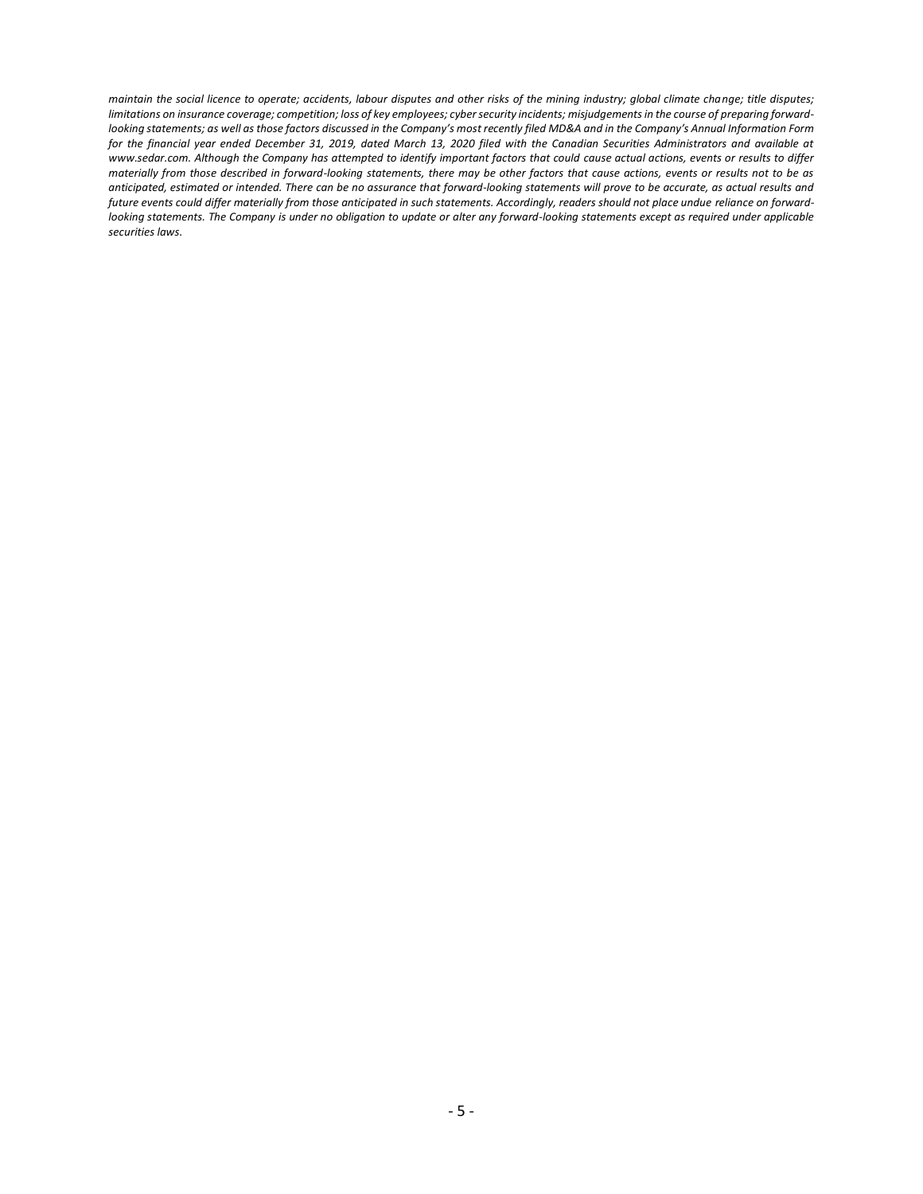*maintain the social licence to operate; accidents, labour disputes and other risks of the mining industry; global climate change; title disputes; limitations on insurance coverage; competition; loss of key employees; cyber security incidents; misjudgements in the course of preparing forward-looking statements; as well as those factors discussed in the Company's most recently filed MD&A and in the Company's Annual Information Form for the financial year ended December 31, 2019, dated March 13, 2020 filed with the Canadian Securities Administrators and available at www.sedar.com. Although the Company has attempted to identify important factors that could cause actual actions, events or results to differ materially from those described in forward-looking statements, there may be other factors that cause actions, events or results not to be as anticipated, estimated or intended. There can be no assurance that forward-looking statements will prove to be accurate, as actual results and future events could differ materially from those anticipated in such statements. Accordingly, readers should not place undue reliance on forward-looking statements. The Company is under no obligation to update or alter any forward-looking statements except as required under applicable securities laws.*